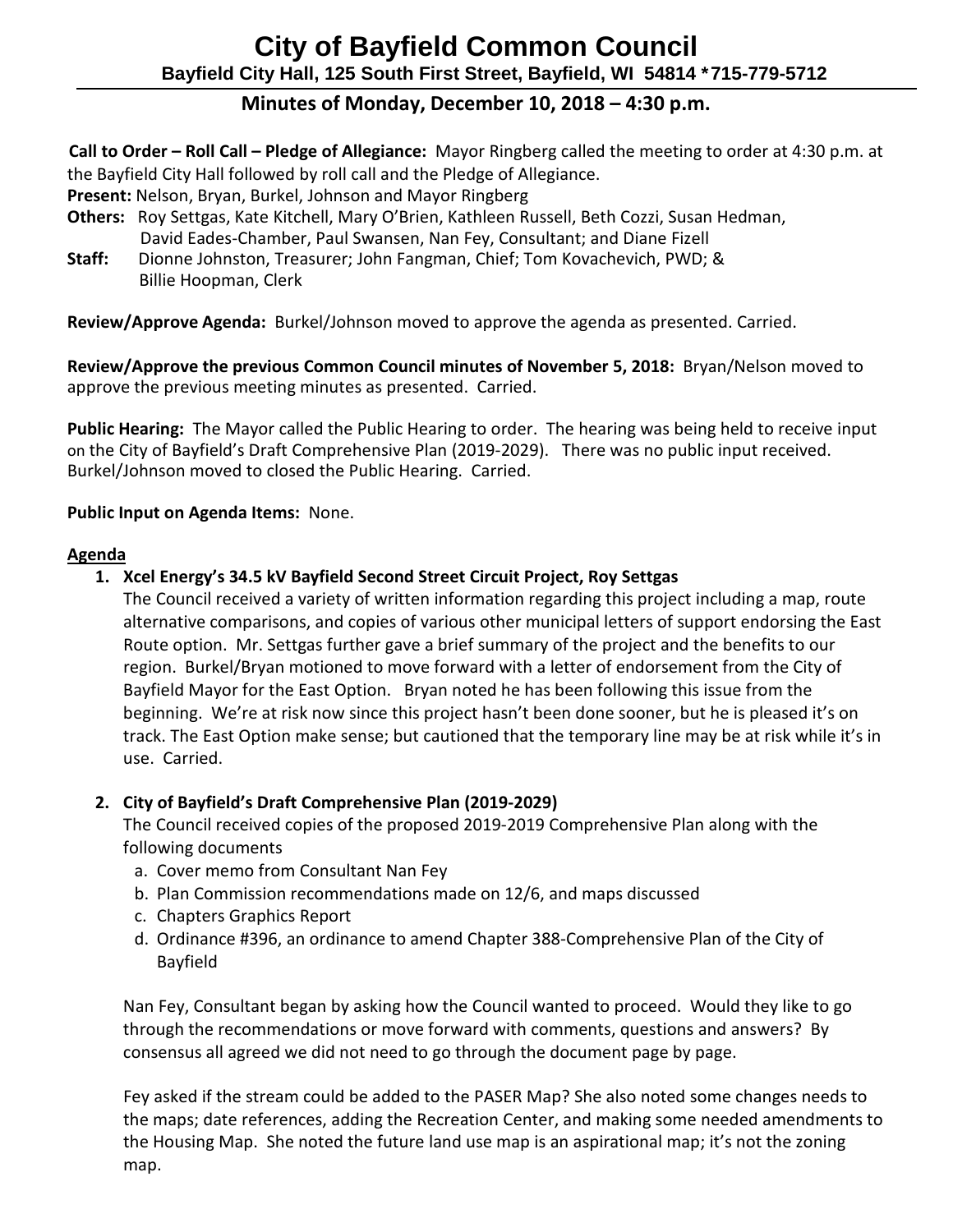# City of Bayfield Common Council

**Bayfield City Hall, 125 South First Street, Bayfield, WI 54814 *715-779-5712**

## Minutes of Monday, December 10, 2018 – 4:30 p.m.

**Call to Order – Roll Call – Pledge of Allegiance:** Mayor Ringberg called the meeting to order at 4:30 p.m. at the Bayfield City Hall followed by roll call and the Pledge of Allegiance.

**Present:** Nelson, Bryan, Burkel, Johnson and Mayor Ringberg

**Others:** Roy Settgas, Kate Kitchell, Mary O'Brien, Kathleen Russell, Beth Cozzi, Susan Hedman, David Eades-Chamber, Paul Swansen, Nan Fey, Consultant; and Diane Fizell

**Staff:** Dionne Johnston, Treasurer; John Fangman, Chief; Tom Kovachevich, PWD; & Billie Hoopman, Clerk

**Review/Approve Agenda:** Burkel/Johnson moved to approve the agenda as presented. Carried.

**Review/Approve the previous Common Council minutes of November 5, 2018:** Bryan/Nelson moved to approve the previous meeting minutes as presented. Carried.

**Public Hearing:** The Mayor called the Public Hearing to order. The hearing was being held to receive input on the City of Bayfield's Draft Comprehensive Plan (2019-2029). There was no public input received. Burkel/Johnson moved to closed the Public Hearing. Carried.

**Public Input on Agenda Items:** None.

**Agenda**

1. **Xcel Energy's 34.5 kV Bayfield Second Street Circuit Project, Roy Settgas**

   The Council received a variety of written information regarding this project including a map, route alternative comparisons, and copies of various other municipal letters of support endorsing the East Route option. Mr. Settgas further gave a brief summary of the project and the benefits to our region. Burkel/Bryan motioned to move forward with a letter of endorsement from the City of Bayfield Mayor for the East Option. Bryan noted he has been following this issue from the beginning. We're at risk now since this project hasn't been done sooner, but he is pleased it's on track. The East Option make sense; but cautioned that the temporary line may be at risk while it's in use. Carried.

2. **City of Bayfield's Draft Comprehensive Plan (2019-2029)**

   The Council received copies of the proposed 2019-2019 Comprehensive Plan along with the following documents

   a. Cover memo from Consultant Nan Fey
   b. Plan Commission recommendations made on 12/6, and maps discussed
   c. Chapters Graphics Report
   d. Ordinance #396, an ordinance to amend Chapter 388-Comprehensive Plan of the City of Bayfield

   Nan Fey, Consultant began by asking how the Council wanted to proceed. Would they like to go through the recommendations or move forward with comments, questions and answers? By consensus all agreed we did not need to go through the document page by page.

   Fey asked if the stream could be added to the PASER Map? She also noted some changes needs to the maps; date references, adding the Recreation Center, and making some needed amendments to the Housing Map. She noted the future land use map is an aspirational map; it's not the zoning map.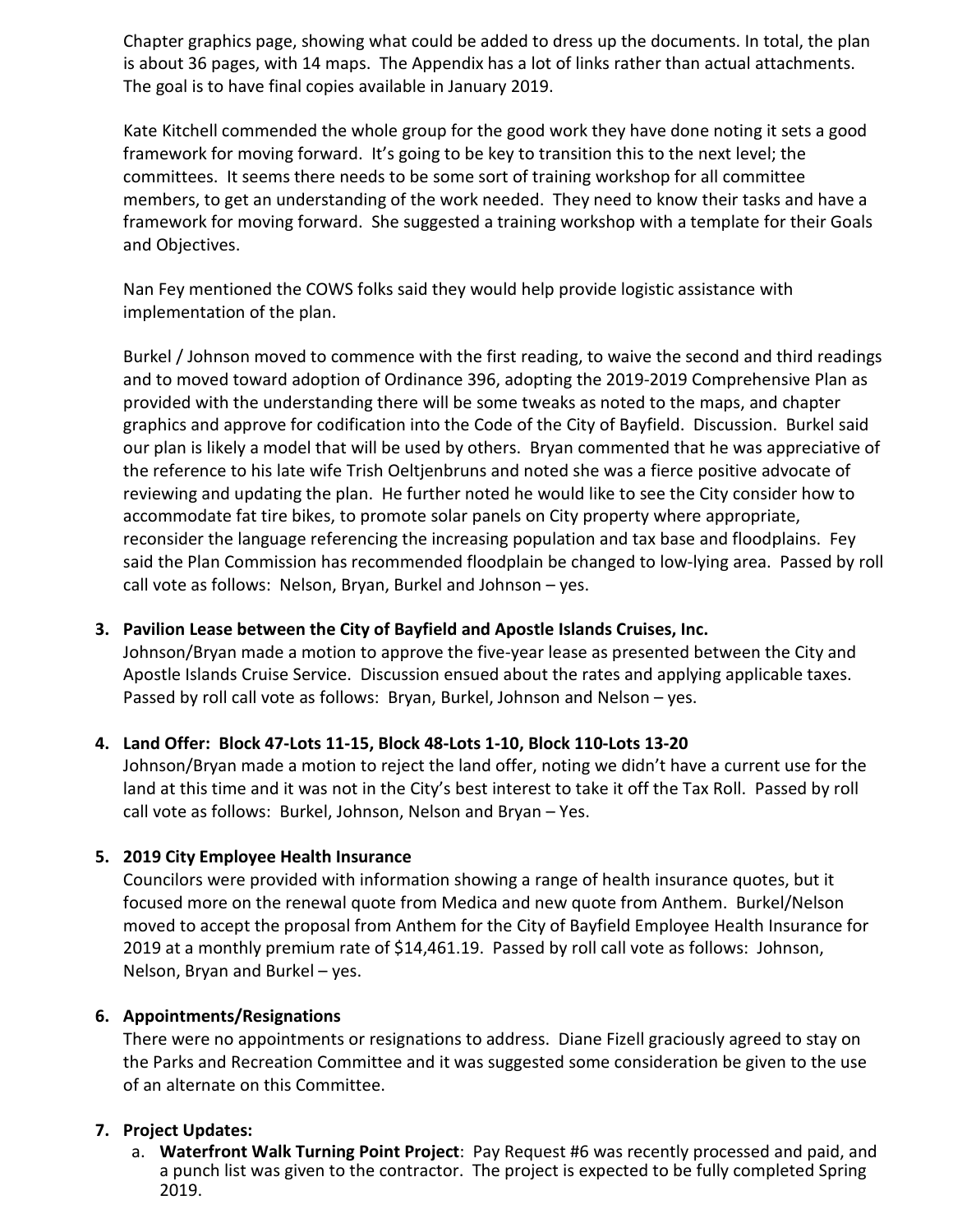Chapter graphics page, showing what could be added to dress up the documents. In total, the plan is about 36 pages, with 14 maps. The Appendix has a lot of links rather than actual attachments. The goal is to have final copies available in January 2019.

Kate Kitchell commended the whole group for the good work they have done noting it sets a good framework for moving forward. It's going to be key to transition this to the next level; the committees. It seems there needs to be some sort of training workshop for all committee members, to get an understanding of the work needed. They need to know their tasks and have a framework for moving forward. She suggested a training workshop with a template for their Goals and Objectives.

Nan Fey mentioned the COWS folks said they would help provide logistic assistance with implementation of the plan.

Burkel / Johnson moved to commence with the first reading, to waive the second and third readings and to moved toward adoption of Ordinance 396, adopting the 2019-2019 Comprehensive Plan as provided with the understanding there will be some tweaks as noted to the maps, and chapter graphics and approve for codification into the Code of the City of Bayfield. Discussion. Burkel said our plan is likely a model that will be used by others. Bryan commented that he was appreciative of the reference to his late wife Trish Oeltjenbruns and noted she was a fierce positive advocate of reviewing and updating the plan. He further noted he would like to see the City consider how to accommodate fat tire bikes, to promote solar panels on City property where appropriate, reconsider the language referencing the increasing population and tax base and floodplains. Fey said the Plan Commission has recommended floodplain be changed to low-lying area. Passed by roll call vote as follows: Nelson, Bryan, Burkel and Johnson – yes.

3. **Pavilion Lease between the City of Bayfield and Apostle Islands Cruises, Inc.**
   Johnson/Bryan made a motion to approve the five-year lease as presented between the City and Apostle Islands Cruise Service. Discussion ensued about the rates and applying applicable taxes. Passed by roll call vote as follows: Bryan, Burkel, Johnson and Nelson – yes.

4. **Land Offer: Block 47-Lots 11-15, Block 48-Lots 1-10, Block 110-Lots 13-20**
   Johnson/Bryan made a motion to reject the land offer, noting we didn't have a current use for the land at this time and it was not in the City's best interest to take it off the Tax Roll. Passed by roll call vote as follows: Burkel, Johnson, Nelson and Bryan – Yes.

5. **2019 City Employee Health Insurance**
   Councilors were provided with information showing a range of health insurance quotes, but it focused more on the renewal quote from Medica and new quote from Anthem. Burkel/Nelson moved to accept the proposal from Anthem for the City of Bayfield Employee Health Insurance for 2019 at a monthly premium rate of $14,461.19. Passed by roll call vote as follows: Johnson, Nelson, Bryan and Burkel – yes.

6. **Appointments/Resignations**
   There were no appointments or resignations to address. Diane Fizell graciously agreed to stay on the Parks and Recreation Committee and it was suggested some consideration be given to the use of an alternate on this Committee.

7. **Project Updates:**
   a. **Waterfront Walk Turning Point Project**: Pay Request #6 was recently processed and paid, and a punch list was given to the contractor. The project is expected to be fully completed Spring 2019.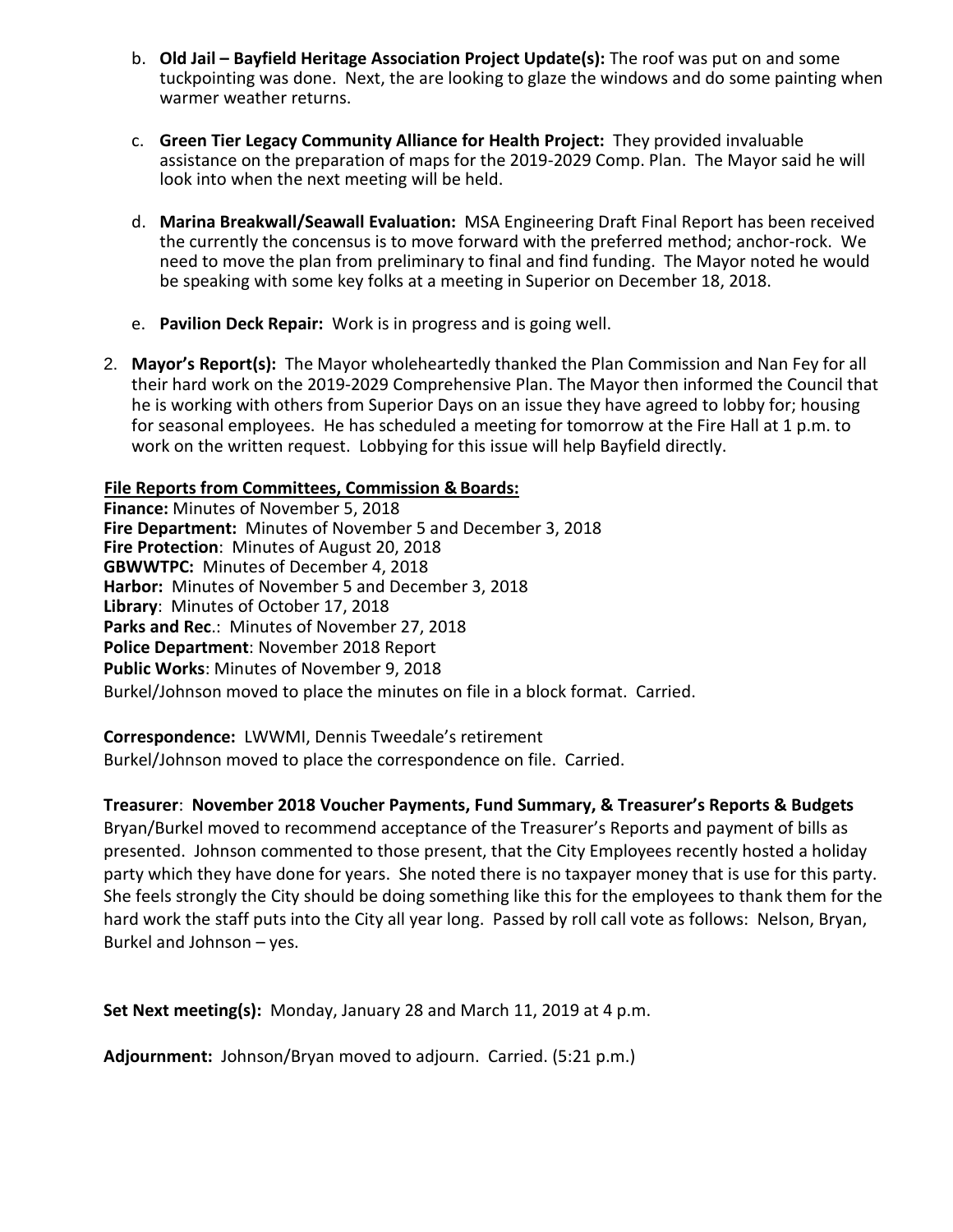b. **Old Jail – Bayfield Heritage Association Project Update(s):** The roof was put on and some tuckpointing was done. Next, the are looking to glaze the windows and do some painting when warmer weather returns.

c. **Green Tier Legacy Community Alliance for Health Project:** They provided invaluable assistance on the preparation of maps for the 2019-2029 Comp. Plan. The Mayor said he will look into when the next meeting will be held.

d. **Marina Breakwall/Seawall Evaluation:** MSA Engineering Draft Final Report has been received the currently the concensus is to move forward with the preferred method; anchor-rock. We need to move the plan from preliminary to final and find funding. The Mayor noted he would be speaking with some key folks at a meeting in Superior on December 18, 2018.

e. **Pavilion Deck Repair:** Work is in progress and is going well.

2. **Mayor's Report(s):** The Mayor wholeheartedly thanked the Plan Commission and Nan Fey for all their hard work on the 2019-2029 Comprehensive Plan. The Mayor then informed the Council that he is working with others from Superior Days on an issue they have agreed to lobby for; housing for seasonal employees. He has scheduled a meeting for tomorrow at the Fire Hall at 1 p.m. to work on the written request. Lobbying for this issue will help Bayfield directly.

**File Reports from Committees, Commission & Boards:**

**Finance:** Minutes of November 5, 2018
**Fire Department:** Minutes of November 5 and December 3, 2018
**Fire Protection**: Minutes of August 20, 2018
**GBWWTPC:** Minutes of December 4, 2018
**Harbor:** Minutes of November 5 and December 3, 2018
**Library**: Minutes of October 17, 2018
**Parks and Rec**.: Minutes of November 27, 2018
**Police Department**: November 2018 Report
**Public Works**: Minutes of November 9, 2018
Burkel/Johnson moved to place the minutes on file in a block format. Carried.

**Correspondence:** LWWMI, Dennis Tweedale's retirement
Burkel/Johnson moved to place the correspondence on file. Carried.

**Treasurer**: **November 2018 Voucher Payments, Fund Summary, & Treasurer's Reports & Budgets**
Bryan/Burkel moved to recommend acceptance of the Treasurer's Reports and payment of bills as presented. Johnson commented to those present, that the City Employees recently hosted a holiday party which they have done for years. She noted there is no taxpayer money that is use for this party. She feels strongly the City should be doing something like this for the employees to thank them for the hard work the staff puts into the City all year long. Passed by roll call vote as follows: Nelson, Bryan, Burkel and Johnson – yes.

**Set Next meeting(s):** Monday, January 28 and March 11, 2019 at 4 p.m.

**Adjournment:** Johnson/Bryan moved to adjourn. Carried. (5:21 p.m.)